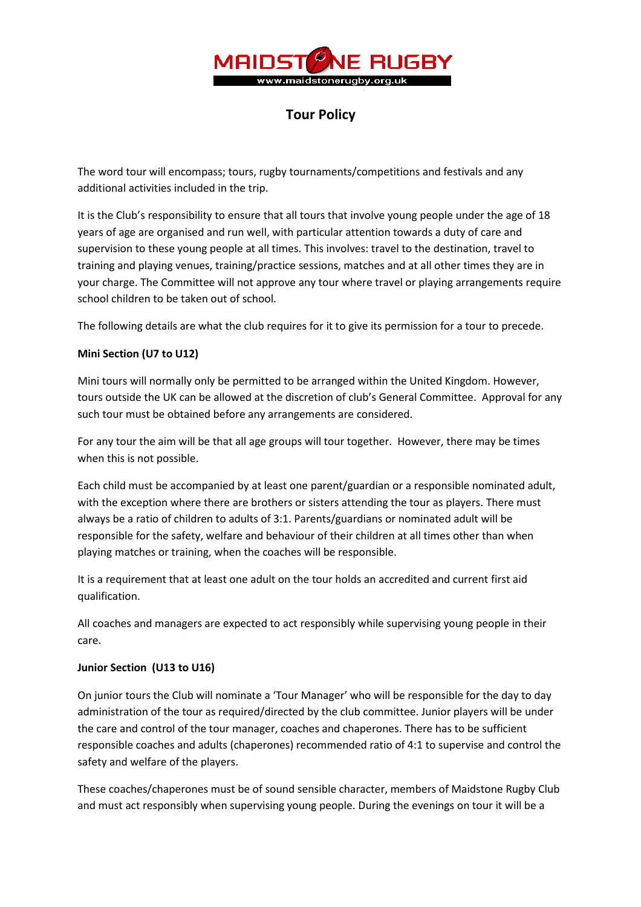# Tour Policy

The word tour will encompass; tours, rugby tournaments/competitions and festivals and any additional activities included in the trip.

It is the Club's responsibility to ensure that all tours that involve young people under the age of 18 years of age are organised and run well, with particular attention towards a duty of care and supervision to these young people at all times. This involves: travel to the destination, travel to training and playing venues, training/practice sessions, matches and at all other times they are in your charge. The Committee will not approve any tour where travel or playing arrangements require school children to be taken out of school.

The following details are what the club requires for it to give its permission for a tour to precede.

**Mini Section (U7 to U12)**

Mini tours will normally only be permitted to be arranged within the United Kingdom. However, tours outside the UK can be allowed at the discretion of club's General Committee. Approval for any such tour must be obtained before any arrangements are considered.

For any tour the aim will be that all age groups will tour together. However, there may be times when this is not possible.

Each child must be accompanied by at least one parent/guardian or a responsible nominated adult, with the exception where there are brothers or sisters attending the tour as players. There must always be a ratio of children to adults of 3:1. Parents/guardians or nominated adult will be responsible for the safety, welfare and behaviour of their children at all times other than when playing matches or training, when the coaches will be responsible.

It is a requirement that at least one adult on the tour holds an accredited and current first aid qualification.

All coaches and managers are expected to act responsibly while supervising young people in their care.

**Junior Section (U13 to U16)**

On junior tours the Club will nominate a 'Tour Manager' who will be responsible for the day to day administration of the tour as required/directed by the club committee. Junior players will be under the care and control of the tour manager, coaches and chaperones. There has to be sufficient responsible coaches and adults (chaperones) recommended ratio of 4:1 to supervise and control the safety and welfare of the players.

These coaches/chaperones must be of sound sensible character, members of Maidstone Rugby Club and must act responsibly when supervising young people. During the evenings on tour it will be a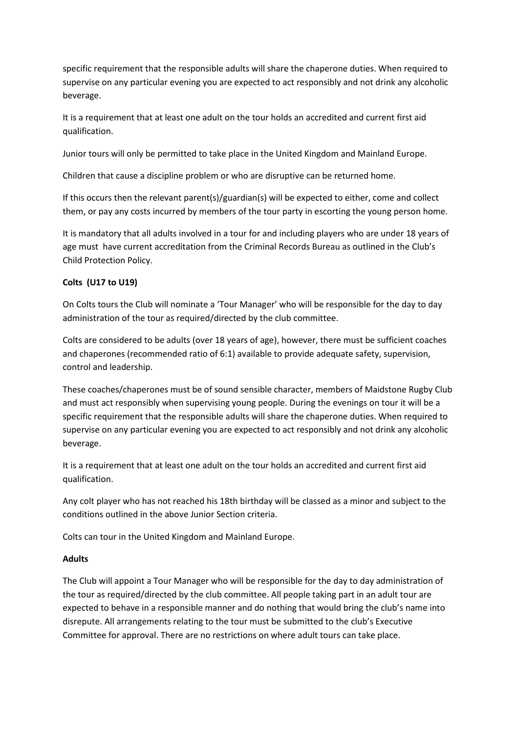specific requirement that the responsible adults will share the chaperone duties. When required to supervise on any particular evening you are expected to act responsibly and not drink any alcoholic beverage.

It is a requirement that at least one adult on the tour holds an accredited and current first aid qualification.

Junior tours will only be permitted to take place in the United Kingdom and Mainland Europe.

Children that cause a discipline problem or who are disruptive can be returned home.

If this occurs then the relevant parent(s)/guardian(s) will be expected to either, come and collect them, or pay any costs incurred by members of the tour party in escorting the young person home.

It is mandatory that all adults involved in a tour for and including players who are under 18 years of age must have current accreditation from the Criminal Records Bureau as outlined in the Club's Child Protection Policy.

**Colts (U17 to U19)**

On Colts tours the Club will nominate a 'Tour Manager' who will be responsible for the day to day administration of the tour as required/directed by the club committee.

Colts are considered to be adults (over 18 years of age), however, there must be sufficient coaches and chaperones (recommended ratio of 6:1) available to provide adequate safety, supervision, control and leadership.

These coaches/chaperones must be of sound sensible character, members of Maidstone Rugby Club and must act responsibly when supervising young people. During the evenings on tour it will be a specific requirement that the responsible adults will share the chaperone duties. When required to supervise on any particular evening you are expected to act responsibly and not drink any alcoholic beverage.

It is a requirement that at least one adult on the tour holds an accredited and current first aid qualification.

Any colt player who has not reached his 18th birthday will be classed as a minor and subject to the conditions outlined in the above Junior Section criteria.

Colts can tour in the United Kingdom and Mainland Europe.

**Adults**

The Club will appoint a Tour Manager who will be responsible for the day to day administration of the tour as required/directed by the club committee. All people taking part in an adult tour are expected to behave in a responsible manner and do nothing that would bring the club's name into disrepute. All arrangements relating to the tour must be submitted to the club's Executive Committee for approval. There are no restrictions on where adult tours can take place.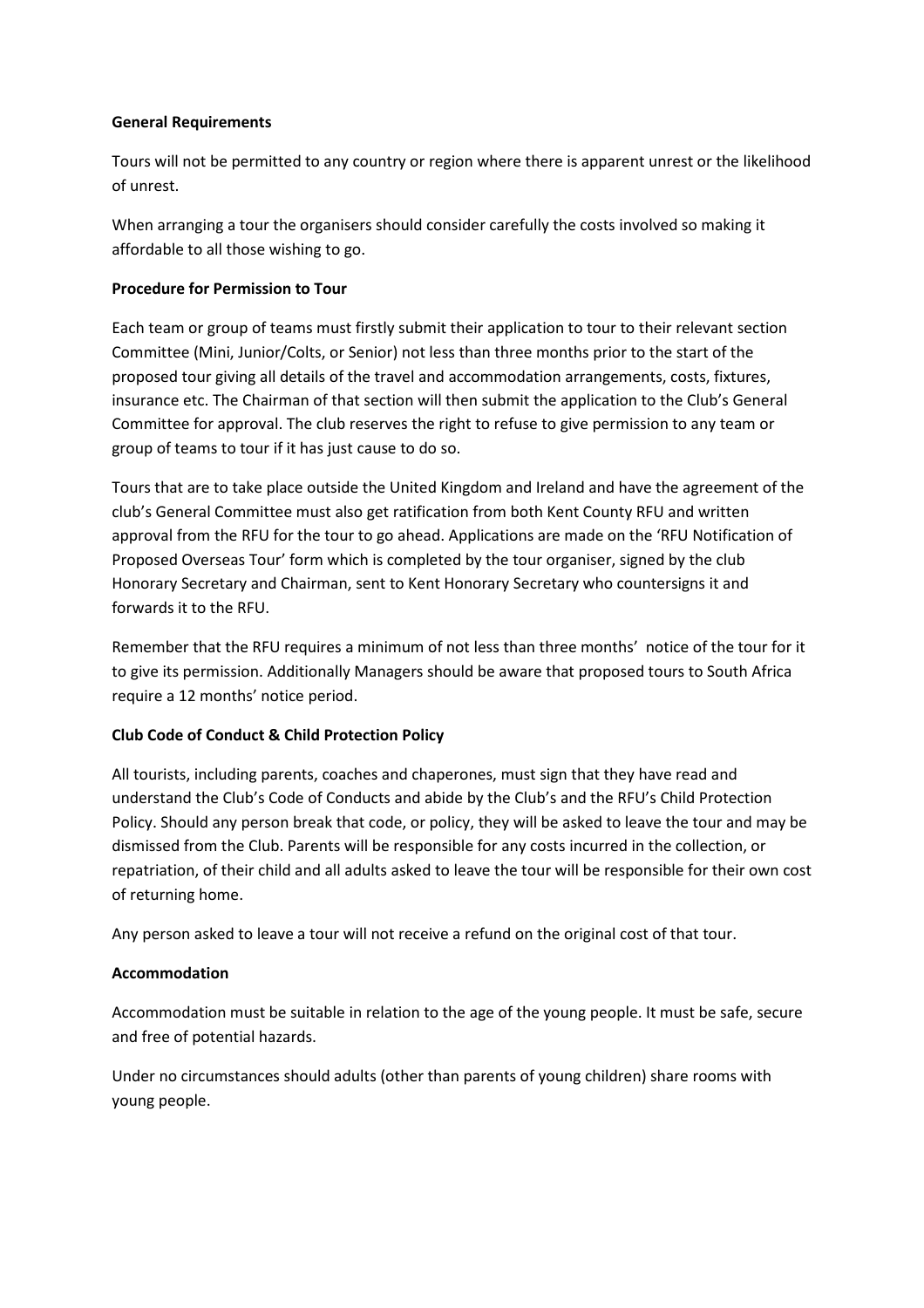**General Requirements**

Tours will not be permitted to any country or region where there is apparent unrest or the likelihood of unrest.

When arranging a tour the organisers should consider carefully the costs involved so making it affordable to all those wishing to go.

**Procedure for Permission to Tour**

Each team or group of teams must firstly submit their application to tour to their relevant section Committee (Mini, Junior/Colts, or Senior) not less than three months prior to the start of the proposed tour giving all details of the travel and accommodation arrangements, costs, fixtures, insurance etc. The Chairman of that section will then submit the application to the Club's General Committee for approval. The club reserves the right to refuse to give permission to any team or group of teams to tour if it has just cause to do so.

Tours that are to take place outside the United Kingdom and Ireland and have the agreement of the club's General Committee must also get ratification from both Kent County RFU and written approval from the RFU for the tour to go ahead. Applications are made on the 'RFU Notification of Proposed Overseas Tour' form which is completed by the tour organiser, signed by the club Honorary Secretary and Chairman, sent to Kent Honorary Secretary who countersigns it and forwards it to the RFU.

Remember that the RFU requires a minimum of not less than three months' notice of the tour for it to give its permission. Additionally Managers should be aware that proposed tours to South Africa require a 12 months' notice period.

**Club Code of Conduct & Child Protection Policy**

All tourists, including parents, coaches and chaperones, must sign that they have read and understand the Club's Code of Conducts and abide by the Club's and the RFU's Child Protection Policy. Should any person break that code, or policy, they will be asked to leave the tour and may be dismissed from the Club. Parents will be responsible for any costs incurred in the collection, or repatriation, of their child and all adults asked to leave the tour will be responsible for their own cost of returning home.

Any person asked to leave a tour will not receive a refund on the original cost of that tour.

**Accommodation**

Accommodation must be suitable in relation to the age of the young people. It must be safe, secure and free of potential hazards.

Under no circumstances should adults (other than parents of young children) share rooms with young people.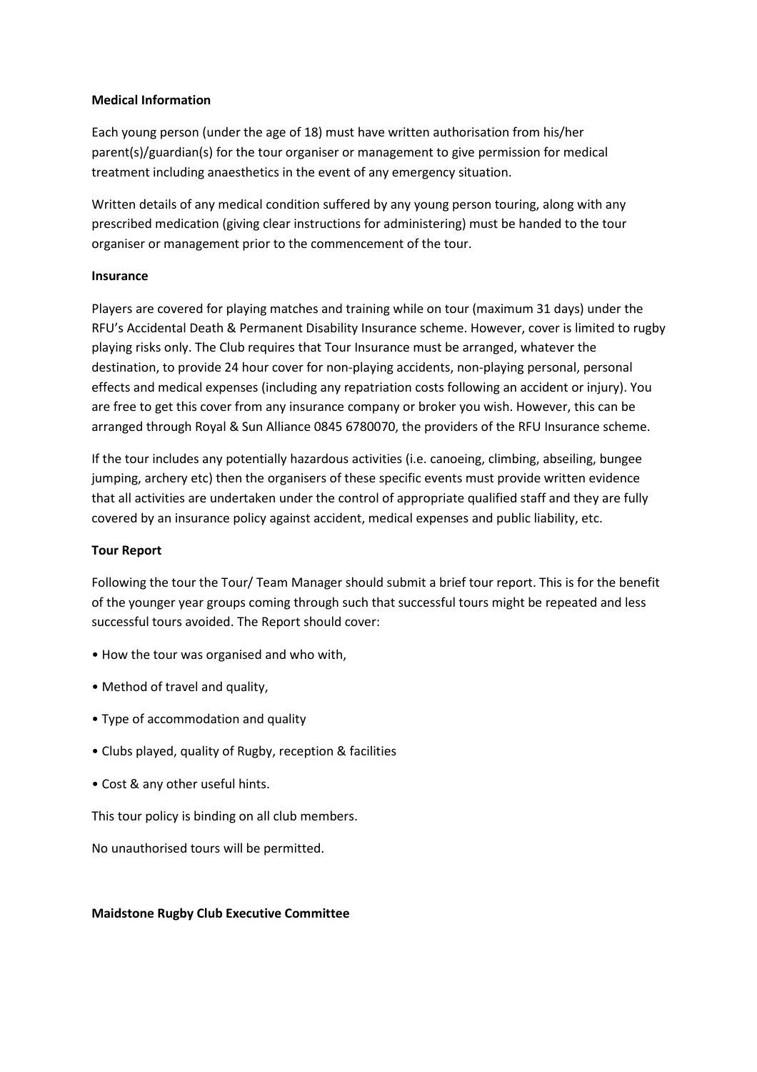**Medical Information**

Each young person (under the age of 18) must have written authorisation from his/her parent(s)/guardian(s) for the tour organiser or management to give permission for medical treatment including anaesthetics in the event of any emergency situation.

Written details of any medical condition suffered by any young person touring, along with any prescribed medication (giving clear instructions for administering) must be handed to the tour organiser or management prior to the commencement of the tour.

**Insurance**

Players are covered for playing matches and training while on tour (maximum 31 days) under the RFU's Accidental Death & Permanent Disability Insurance scheme. However, cover is limited to rugby playing risks only. The Club requires that Tour Insurance must be arranged, whatever the destination, to provide 24 hour cover for non-playing accidents, non-playing personal, personal effects and medical expenses (including any repatriation costs following an accident or injury). You are free to get this cover from any insurance company or broker you wish. However, this can be arranged through Royal & Sun Alliance 0845 6780070, the providers of the RFU Insurance scheme.

If the tour includes any potentially hazardous activities (i.e. canoeing, climbing, abseiling, bungee jumping, archery etc) then the organisers of these specific events must provide written evidence that all activities are undertaken under the control of appropriate qualified staff and they are fully covered by an insurance policy against accident, medical expenses and public liability, etc.

**Tour Report**

Following the tour the Tour/ Team Manager should submit a brief tour report. This is for the benefit of the younger year groups coming through such that successful tours might be repeated and less successful tours avoided. The Report should cover:

- How the tour was organised and who with,
- Method of travel and quality,
- Type of accommodation and quality
- Clubs played, quality of Rugby, reception & facilities
- Cost & any other useful hints.

This tour policy is binding on all club members.

No unauthorised tours will be permitted.

**Maidstone Rugby Club Executive Committee**